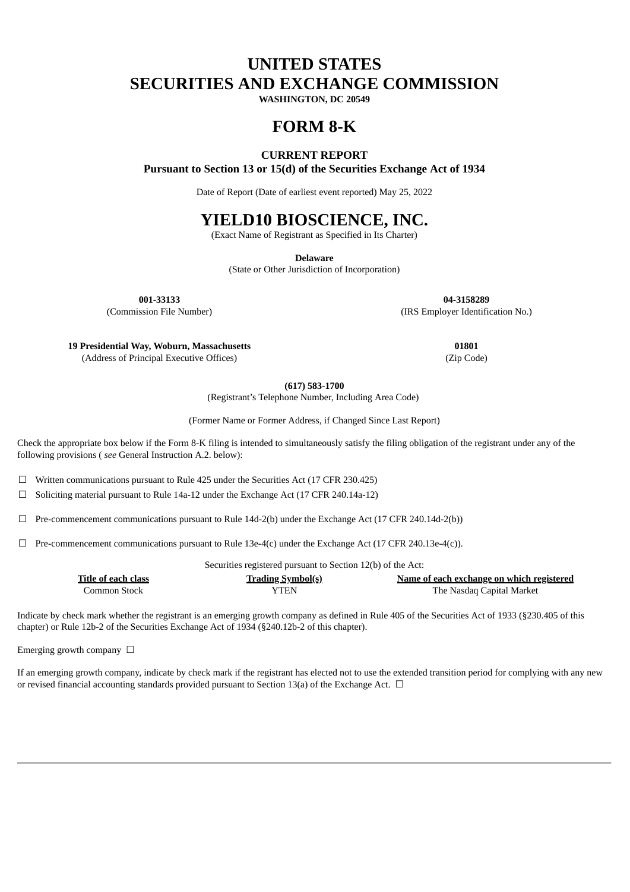# UNITED STATES
# SECURITIES AND EXCHANGE COMMISSION

**WASHINGTON, DC 20549**

# FORM 8-K

**CURRENT REPORT**
**Pursuant to Section 13 or 15(d) of the Securities Exchange Act of 1934**

Date of Report (Date of earliest event reported) May 25, 2022

# YIELD10 BIOSCIENCE, INC.

(Exact Name of Registrant as Specified in Its Charter)

**Delaware**
(State or Other Jurisdiction of Incorporation)

| **001-33133** | **04-3158289** |
|---|---|
| (Commission File Number) | (IRS Employer Identification No.) |

| **19 Presidential Way, Woburn, Massachusetts** | **01801** |
|---|---|
| (Address of Principal Executive Offices) | (Zip Code) |

**(617) 583-1700**
(Registrant's Telephone Number, Including Area Code)

(Former Name or Former Address, if Changed Since Last Report)

Check the appropriate box below if the Form 8-K filing is intended to simultaneously satisfy the filing obligation of the registrant under any of the following provisions ( *see* General Instruction A.2. below):

☐ Written communications pursuant to Rule 425 under the Securities Act (17 CFR 230.425)

☐ Soliciting material pursuant to Rule 14a-12 under the Exchange Act (17 CFR 240.14a-12)

☐ Pre-commencement communications pursuant to Rule 14d-2(b) under the Exchange Act (17 CFR 240.14d-2(b))

☐ Pre-commencement communications pursuant to Rule 13e-4(c) under the Exchange Act (17 CFR 240.13e-4(c)).

Securities registered pursuant to Section 12(b) of the Act:

| Title of each class | Trading Symbol(s) | Name of each exchange on which registered |
|---|---|---|
| Common Stock | YTEN | The Nasdaq Capital Market |

Indicate by check mark whether the registrant is an emerging growth company as defined in Rule 405 of the Securities Act of 1933 (§230.405 of this chapter) or Rule 12b-2 of the Securities Exchange Act of 1934 (§240.12b-2 of this chapter).

Emerging growth company ☐

If an emerging growth company, indicate by check mark if the registrant has elected not to use the extended transition period for complying with any new or revised financial accounting standards provided pursuant to Section 13(a) of the Exchange Act. ☐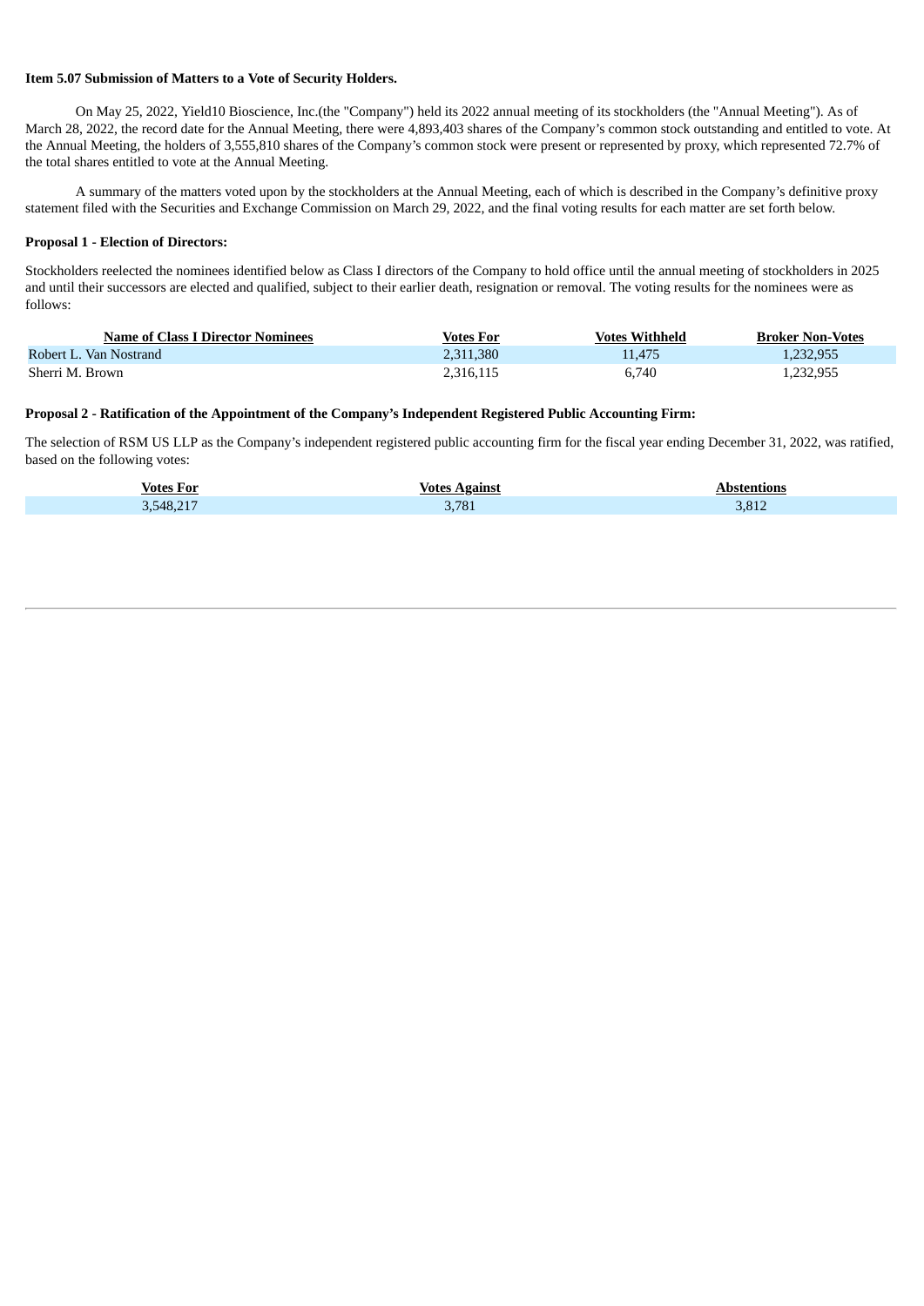**Item 5.07 Submission of Matters to a Vote of Security Holders.**

On May 25, 2022, Yield10 Bioscience, Inc.(the "Company") held its 2022 annual meeting of its stockholders (the "Annual Meeting"). As of March 28, 2022, the record date for the Annual Meeting, there were 4,893,403 shares of the Company's common stock outstanding and entitled to vote. At the Annual Meeting, the holders of 3,555,810 shares of the Company's common stock were present or represented by proxy, which represented 72.7% of the total shares entitled to vote at the Annual Meeting.

A summary of the matters voted upon by the stockholders at the Annual Meeting, each of which is described in the Company's definitive proxy statement filed with the Securities and Exchange Commission on March 29, 2022, and the final voting results for each matter are set forth below.

**Proposal 1 - Election of Directors:**

Stockholders reelected the nominees identified below as Class I directors of the Company to hold office until the annual meeting of stockholders in 2025 and until their successors are elected and qualified, subject to their earlier death, resignation or removal. The voting results for the nominees were as follows:

| Name of Class I Director Nominees | Votes For | Votes Withheld | Broker Non-Votes |
|---|---|---|---|
| Robert L. Van Nostrand | 2,311,380 | 11,475 | 1,232,955 |
| Sherri M. Brown | 2,316,115 | 6,740 | 1,232,955 |

**Proposal 2 - Ratification of the Appointment of the Company's Independent Registered Public Accounting Firm:**

The selection of RSM US LLP as the Company's independent registered public accounting firm for the fiscal year ending December 31, 2022, was ratified, based on the following votes:

| Votes For | Votes Against | Abstentions |
|---|---|---|
| 3,548,217 | 3,781 | 3,812 |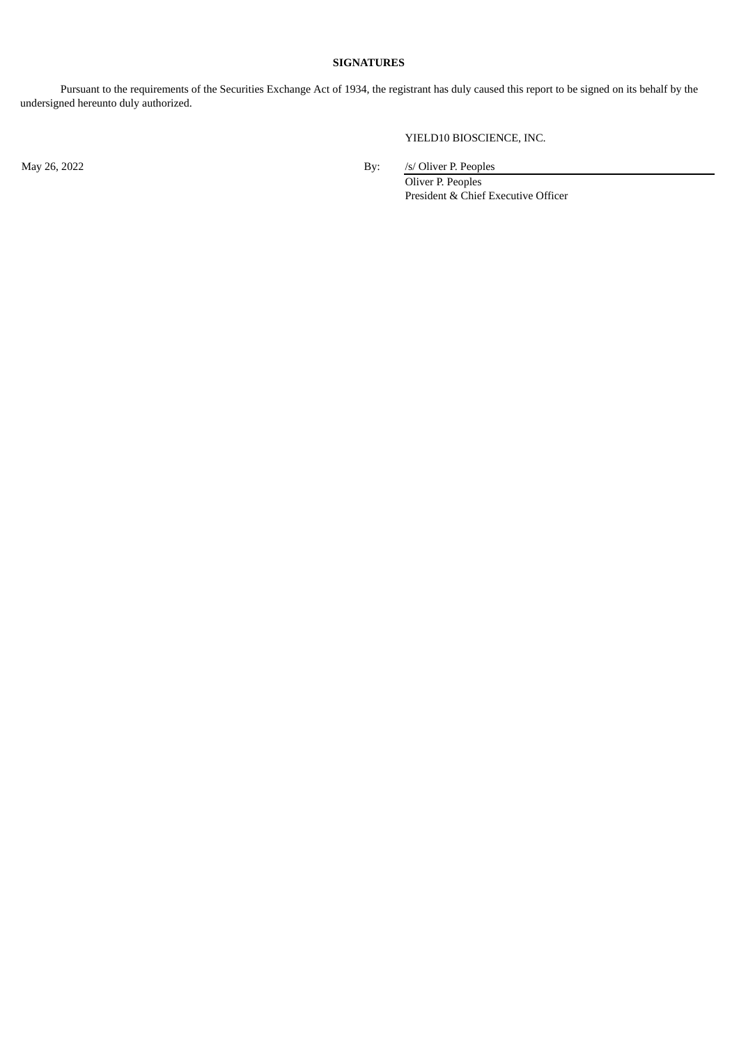**SIGNATURES**

Pursuant to the requirements of the Securities Exchange Act of 1934, the registrant has duly caused this report to be signed on its behalf by the undersigned hereunto duly authorized.

YIELD10 BIOSCIENCE, INC.

May 26, 2022

By: /s/ Oliver P. Peoples

Oliver P. Peoples

President & Chief Executive Officer